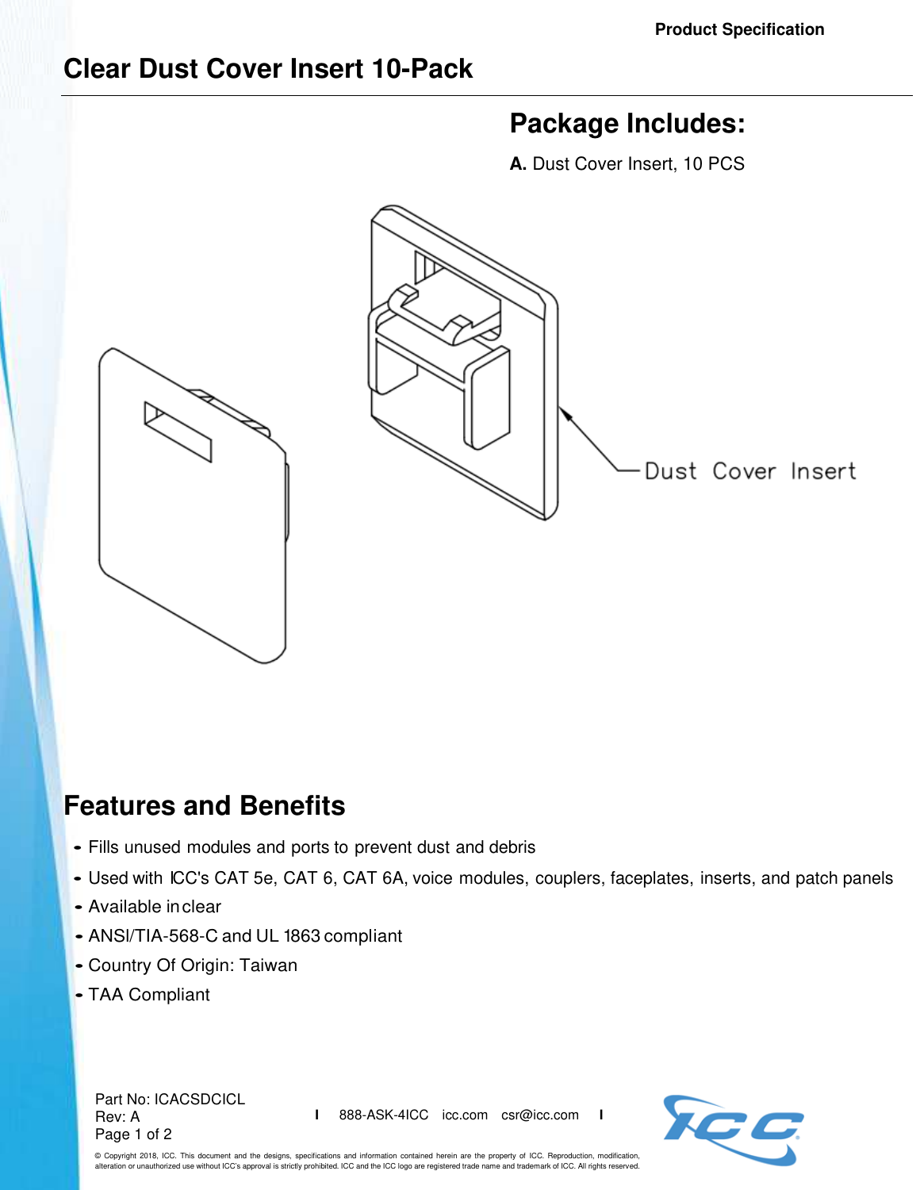# Clear Dust Cover Insert 10-Pack

## Package Includes:

**A.** Dust Cover Insert, 10 PCS

Dust Cover Insert

## Features and Benefits

- Fills unused modules and ports to prevent dust and debris
- Used with ICC's CAT 5e, CAT 6, CAT 6A, voice modules, couplers, faceplates, inserts, and patch panels
- Available in clear
- ANSI/TIA-568-C and UL 1863 compliant
- Country Of Origin: Taiwan
- TAA Compliant

Part No: ICACSDCICL
Rev: A

888-ASK-4ICC icc.com csr@icc.com

© Copyright 2018, ICC. This document and the designs, specifications and information contained herein are the property of ICC. Reproduction, modification, alteration or unauthorized use without ICC's approval is strictly prohibited. ICC and the ICC logo are registered trade name and trademark of ICC. All rights reserved.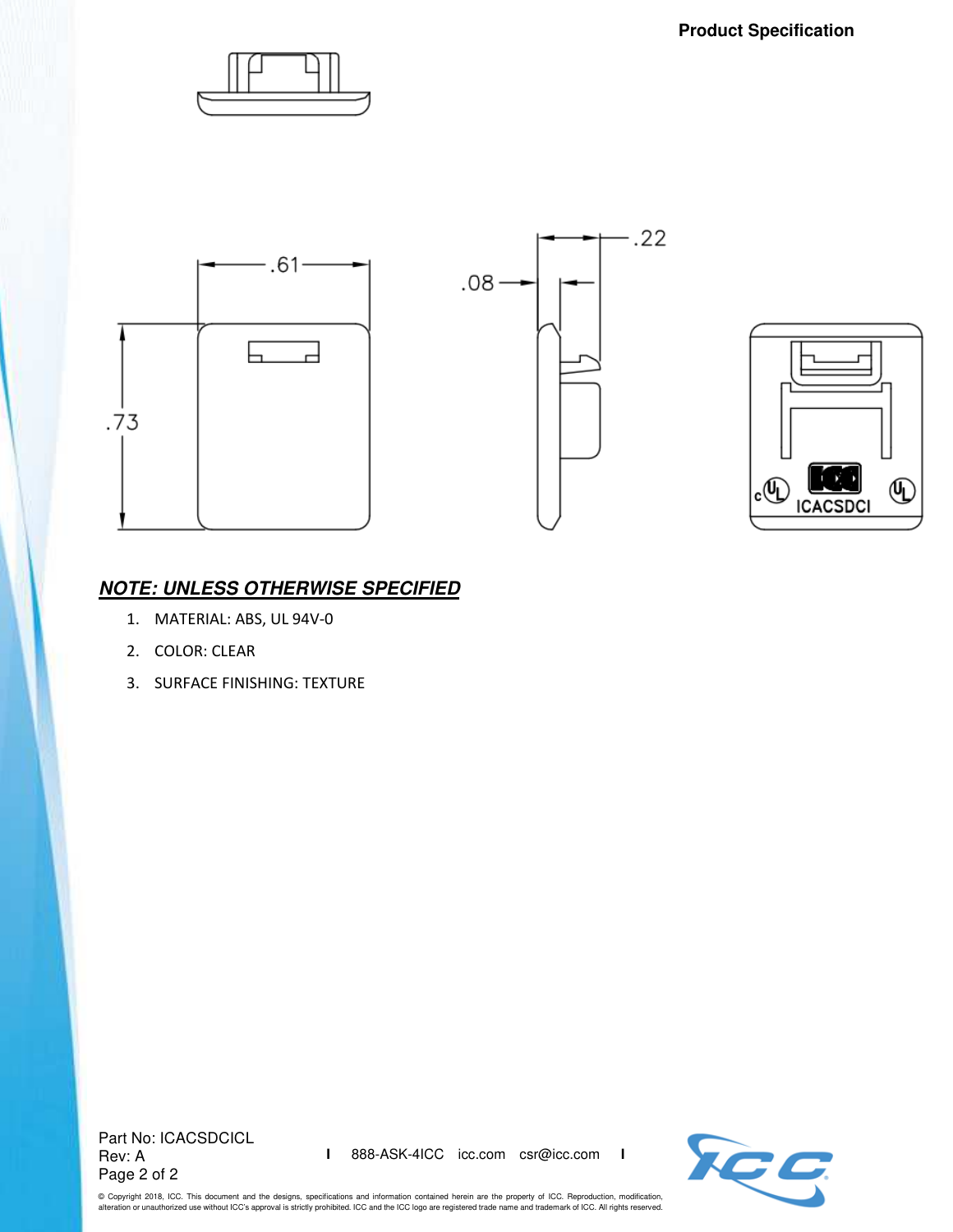.61

.73

.08

.22

ICACSDCI

## ***NOTE: UNLESS OTHERWISE SPECIFIED***

1. MATERIAL: ABS, UL 94V-0
2. COLOR: CLEAR
3. SURFACE FINISHING: TEXTURE

Part No: ICACSDCICL
Rev: A

888-ASK-4ICC icc.com csr@icc.com

© Copyright 2018, ICC. This document and the designs, specifications and information contained herein are the property of ICC. Reproduction, modification, alteration or unauthorized use without ICC's approval is strictly prohibited. ICC and the ICC logo are registered trade name and trademark of ICC. All rights reserved.